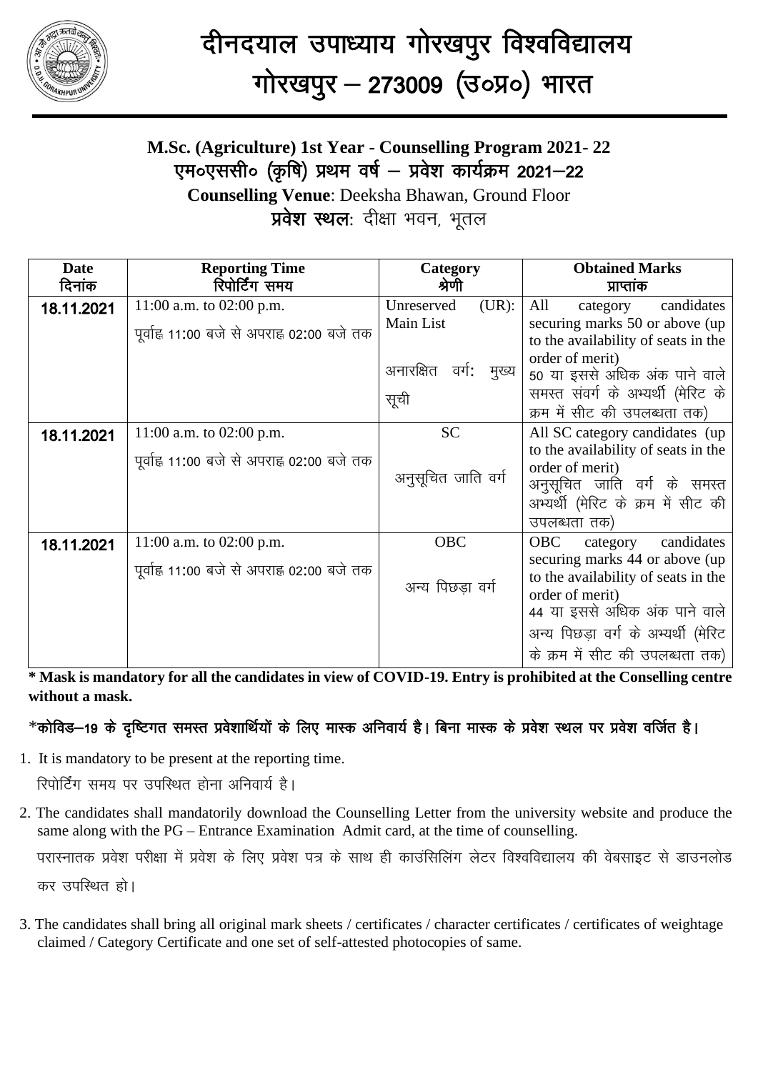# दीनदयाल उपाध्याय गोरखपुर विश्वविद्यालय
# गोरखपुर – 273009 (उ०प्र०) भारत

## M.Sc. (Agriculture) 1st Year - Counselling Program 2021- 22
## एम०एससी० (कृषि) प्रथम वर्ष – प्रवेश कार्यक्रम 2021–22

**Counselling Venue**: Deeksha Bhawan, Ground Floor

**प्रवेश स्थल**: दीक्षा भवन, भूतल

| Date<br>दिनांक | Reporting Time<br>रिपोर्टिंग समय | Category<br>श्रेणी | Obtained Marks<br>प्राप्तांक |
|---|---|---|---|
| 18.11.2021 | 11:00 a.m. to 02:00 p.m.<br>पूर्वाह्न 11:00 बजे से अपराह्न 02:00 बजे तक | Unreserved (UR): Main List<br>अनारक्षित वर्ग: मुख्य सूची | All category candidates securing marks 50 or above (up to the availability of seats in the order of merit)<br>50 या इससे अधिक अंक पाने वाले समस्त संवर्ग के अभ्यर्थी (मेरिट के क्रम में सीट की उपलब्धता तक) |
| 18.11.2021 | 11:00 a.m. to 02:00 p.m.<br>पूर्वाह्न 11:00 बजे से अपराह्न 02:00 बजे तक | SC<br>अनुसूचित जाति वर्ग | All SC category candidates (up to the availability of seats in the order of merit)<br>अनुसूचित जाति वर्ग के समस्त अभ्यर्थी (मेरिट के क्रम में सीट की उपलब्धता तक) |
| 18.11.2021 | 11:00 a.m. to 02:00 p.m.<br>पूर्वाह्न 11:00 बजे से अपराह्न 02:00 बजे तक | OBC<br>अन्य पिछड़ा वर्ग | OBC category candidates securing marks 44 or above (up to the availability of seats in the order of merit)<br>44 या इससे अधिक अंक पाने वाले अन्य पिछड़ा वर्ग के अभ्यर्थी (मेरिट के क्रम में सीट की उपलब्धता तक) |

**\* Mask is mandatory for all the candidates in view of COVID-19. Entry is prohibited at the Conselling centre without a mask.**

**\*कोविड–19 के दृष्टिगत समस्त प्रवेशार्थियों के लिए मास्क अनिवार्य है। बिना मास्क के प्रवेश स्थल पर प्रवेश वर्जित है।**

1. It is mandatory to be present at the reporting time.

   रिपोर्टिंग समय पर उपस्थित होना अनिवार्य है।

2. The candidates shall mandatorily download the Counselling Letter from the university website and produce the same along with the PG – Entrance Examination Admit card, at the time of counselling.

   परास्नातक प्रवेश परीक्षा में प्रवेश के लिए प्रवेश पत्र के साथ ही काउंसिलिंग लेटर विश्वविद्यालय की वेबसाइट से डाउनलोड कर उपस्थित हो।

3. The candidates shall bring all original mark sheets / certificates / character certificates / certificates of weightage claimed / Category Certificate and one set of self-attested photocopies of same.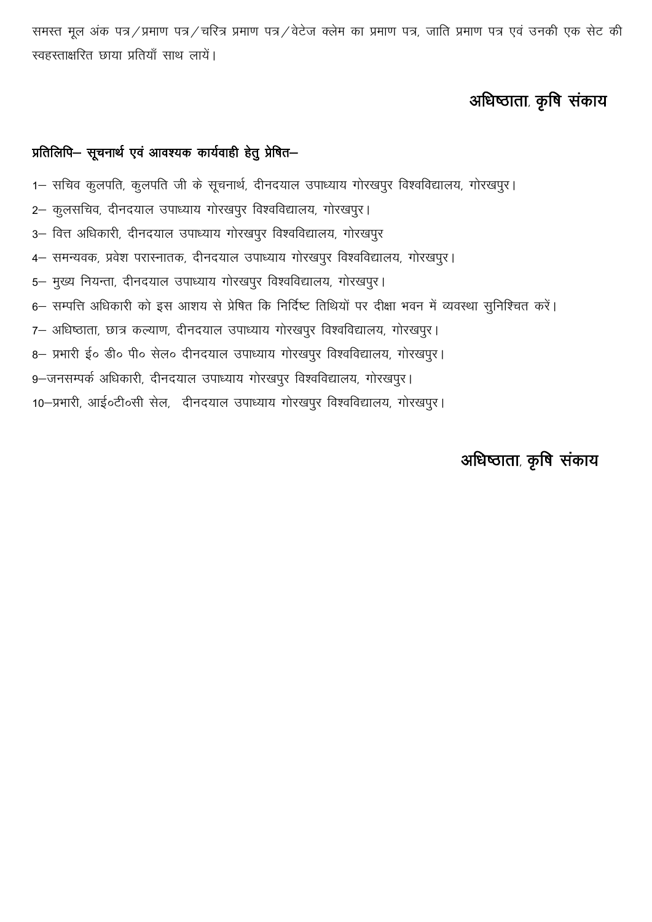समस्त मूल अंक पत्र / प्रमाण पत्र / चरित्र प्रमाण पत्र / वेटेज क्लेम का प्रमाण पत्र, जाति प्रमाण पत्र एवं उनकी एक सेट की स्वहस्ताक्षरित छाया प्रतियाँ साथ लायें।

**अधिष्ठाता, कृषि संकाय**

**प्रतिलिपि– सूचनार्थ एवं आवश्यक कार्यवाही हेतु प्रेषित–**

1– सचिव कुलपति, कुलपति जी के सूचनार्थ, दीनदयाल उपाध्याय गोरखपुर विश्वविद्यालय, गोरखपुर।
2– कुलसचिव, दीनदयाल उपाध्याय गोरखपुर विश्वविद्यालय, गोरखपुर।
3– वित्त अधिकारी, दीनदयाल उपाध्याय गोरखपुर विश्वविद्यालय, गोरखपुर
4– समन्यवक, प्रवेश परास्नातक, दीनदयाल उपाध्याय गोरखपुर विश्वविद्यालय, गोरखपुर।
5– मुख्य नियन्ता, दीनदयाल उपाध्याय गोरखपुर विश्वविद्यालय, गोरखपुर।
6– सम्पत्ति अधिकारी को इस आशय से प्रेषित कि निर्दिष्ट तिथियों पर दीक्षा भवन में व्यवस्था सुनिश्चित करें।
7– अधिष्ठाता, छात्र कल्याण, दीनदयाल उपाध्याय गोरखपुर विश्वविद्यालय, गोरखपुर।
8– प्रभारी ई० डी० पी० सेल० दीनदयाल उपाध्याय गोरखपुर विश्वविद्यालय, गोरखपुर।
9–जनसम्पर्क अधिकारी, दीनदयाल उपाध्याय गोरखपुर विश्वविद्यालय, गोरखपुर।
10–प्रभारी, आई०टी०सी सेल, दीनदयाल उपाध्याय गोरखपुर विश्वविद्यालय, गोरखपुर।

**अधिष्ठाता, कृषि संकाय**